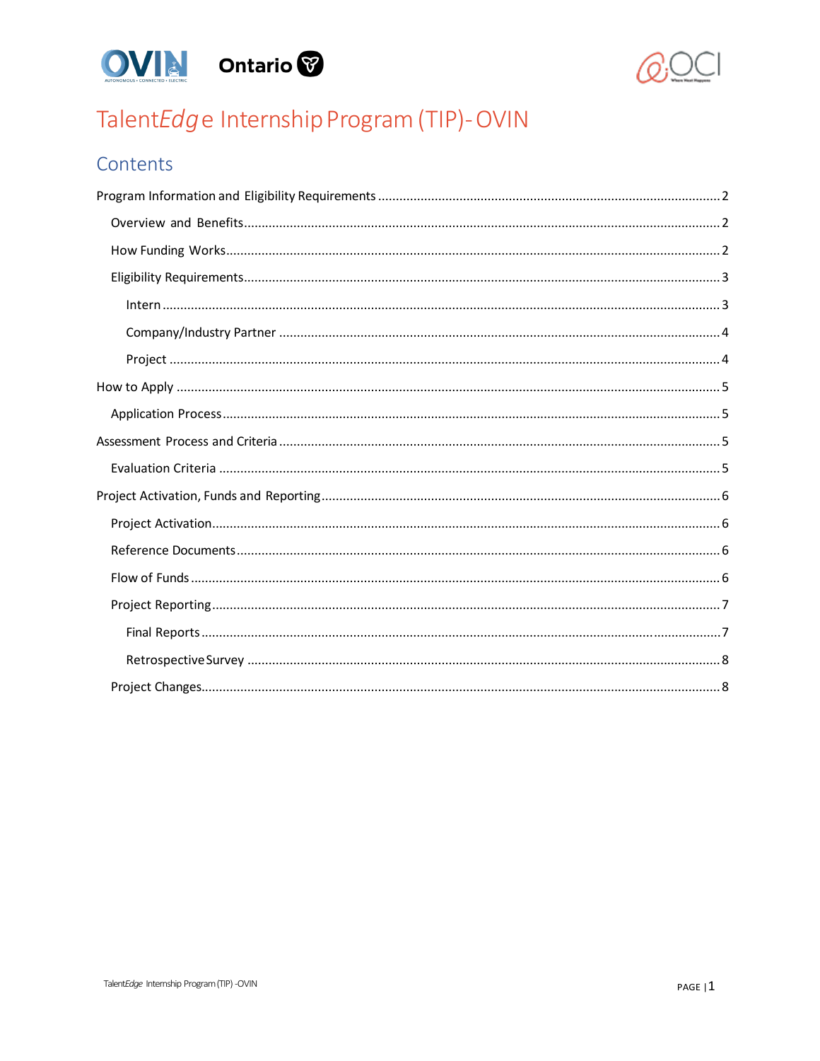# Talent*Edge* Internship Program (TIP)- OVIN

## Contents

Program Information and Eligibility Requirements ........ 2

- Overview and Benefits ........ 2
- How Funding Works ........ 2
- Eligibility Requirements ........ 3
  - Intern ........ 3
  - Company/Industry Partner ........ 4
  - Project ........ 4

How to Apply ........ 5

- Application Process ........ 5

Assessment Process and Criteria ........ 5

- Evaluation Criteria ........ 5

Project Activation, Funds and Reporting ........ 6

- Project Activation ........ 6
- Reference Documents ........ 6
- Flow of Funds ........ 6
- Project Reporting ........ 7
  - Final Reports ........ 7
  - Retrospective Survey ........ 8
- Project Changes ........ 8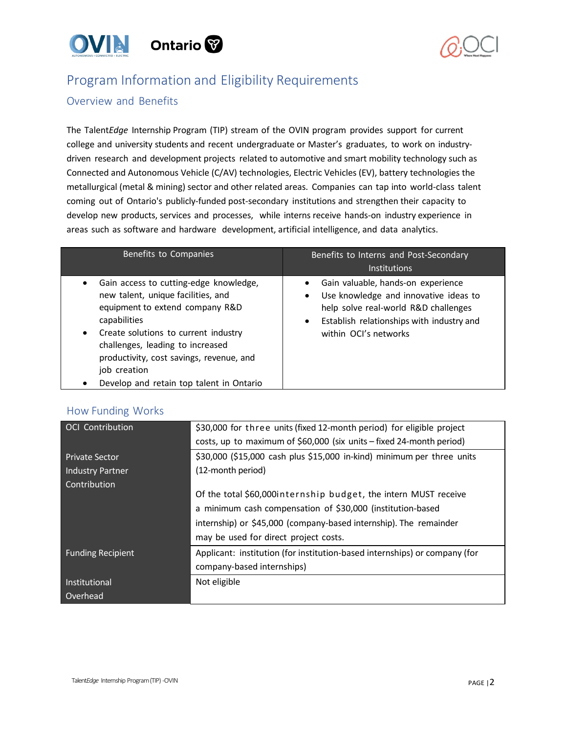# Program Information and Eligibility Requirements

## Overview and Benefits

The Talent*Edge* Internship Program (TIP) stream of the OVIN program provides support for current college and university students and recent undergraduate or Master's graduates, to work on industry-driven research and development projects related to automotive and smart mobility technology such as Connected and Autonomous Vehicle (C/AV) technologies, Electric Vehicles (EV), battery technologies the metallurgical (metal & mining) sector and other related areas. Companies can tap into world-class talent coming out of Ontario's publicly-funded post-secondary institutions and strengthen their capacity to develop new products, services and processes, while interns receive hands-on industry experience in areas such as software and hardware development, artificial intelligence, and data analytics.

| Benefits to Companies | Benefits to Interns and Post-Secondary Institutions |
| --- | --- |
| • Gain access to cutting-edge knowledge, new talent, unique facilities, and equipment to extend company R&D capabilities<br>• Create solutions to current industry challenges, leading to increased productivity, cost savings, revenue, and job creation<br>• Develop and retain top talent in Ontario | • Gain valuable, hands-on experience<br>• Use knowledge and innovative ideas to help solve real-world R&D challenges<br>• Establish relationships with industry and within OCI's networks |

## How Funding Works

| | |
| --- | --- |
| OCI Contribution | $30,000 for three units (fixed 12-month period) for eligible project costs, up to maximum of $60,000 (six units – fixed 24-month period) |
| Private Sector Industry Partner Contribution | $30,000 ($15,000 cash plus $15,000 in-kind) minimum per three units (12-month period)<br><br>Of the total $60,000 internship budget, the intern MUST receive a minimum cash compensation of $30,000 (institution-based internship) or $45,000 (company-based internship). The remainder may be used for direct project costs. |
| Funding Recipient | Applicant: institution (for institution-based internships) or company (for company-based internships) |
| Institutional Overhead | Not eligible |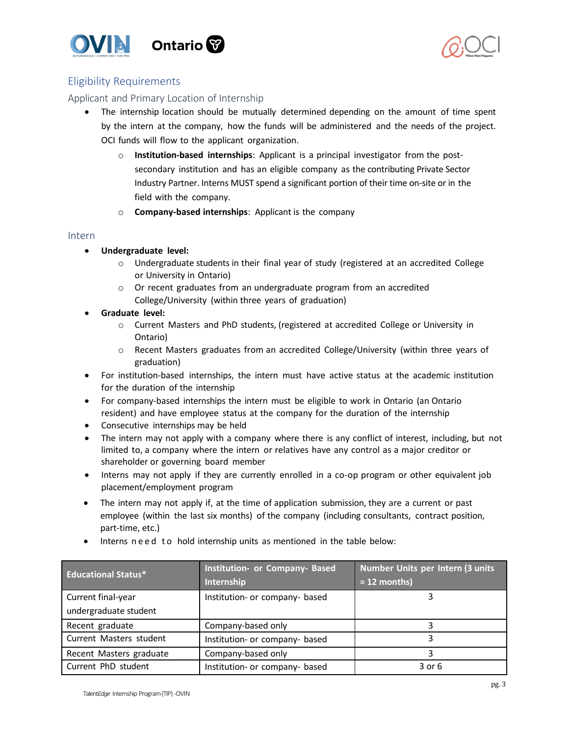## Eligibility Requirements

### Applicant and Primary Location of Internship

- The internship location should be mutually determined depending on the amount of time spent by the intern at the company, how the funds will be administered and the needs of the project. OCI funds will flow to the applicant organization.
  - **Institution-based internships**: Applicant is a principal investigator from the post-secondary institution and has an eligible company as the contributing Private Sector Industry Partner. Interns MUST spend a significant portion of their time on-site or in the field with the company.
  - **Company-based internships**: Applicant is the company

### Intern

- **Undergraduate level:**
  - Undergraduate students in their final year of study (registered at an accredited College or University in Ontario)
  - Or recent graduates from an undergraduate program from an accredited College/University (within three years of graduation)
- **Graduate level:**
  - Current Masters and PhD students, (registered at accredited College or University in Ontario)
  - Recent Masters graduates from an accredited College/University (within three years of graduation)
- For institution-based internships, the intern must have active status at the academic institution for the duration of the internship
- For company-based internships the intern must be eligible to work in Ontario (an Ontario resident) and have employee status at the company for the duration of the internship
- Consecutive internships may be held
- The intern may not apply with a company where there is any conflict of interest, including, but not limited to, a company where the intern or relatives have any control as a major creditor or shareholder or governing board member
- Interns may not apply if they are currently enrolled in a co-op program or other equivalent job placement/employment program
- The intern may not apply if, at the time of application submission, they are a current or past employee (within the last six months) of the company (including consultants, contract position, part-time, etc.)
- Interns need to hold internship units as mentioned in the table below:

| Educational Status* | Institution- or Company- Based Internship | Number Units per Intern (3 units = 12 months) |
|---|---|---|
| Current final-year undergraduate student | Institution- or company- based | 3 |
| Recent graduate | Company-based only | 3 |
| Current Masters student | Institution- or company- based | 3 |
| Recent Masters graduate | Company-based only | 3 |
| Current PhD student | Institution- or company- based | 3 or 6 |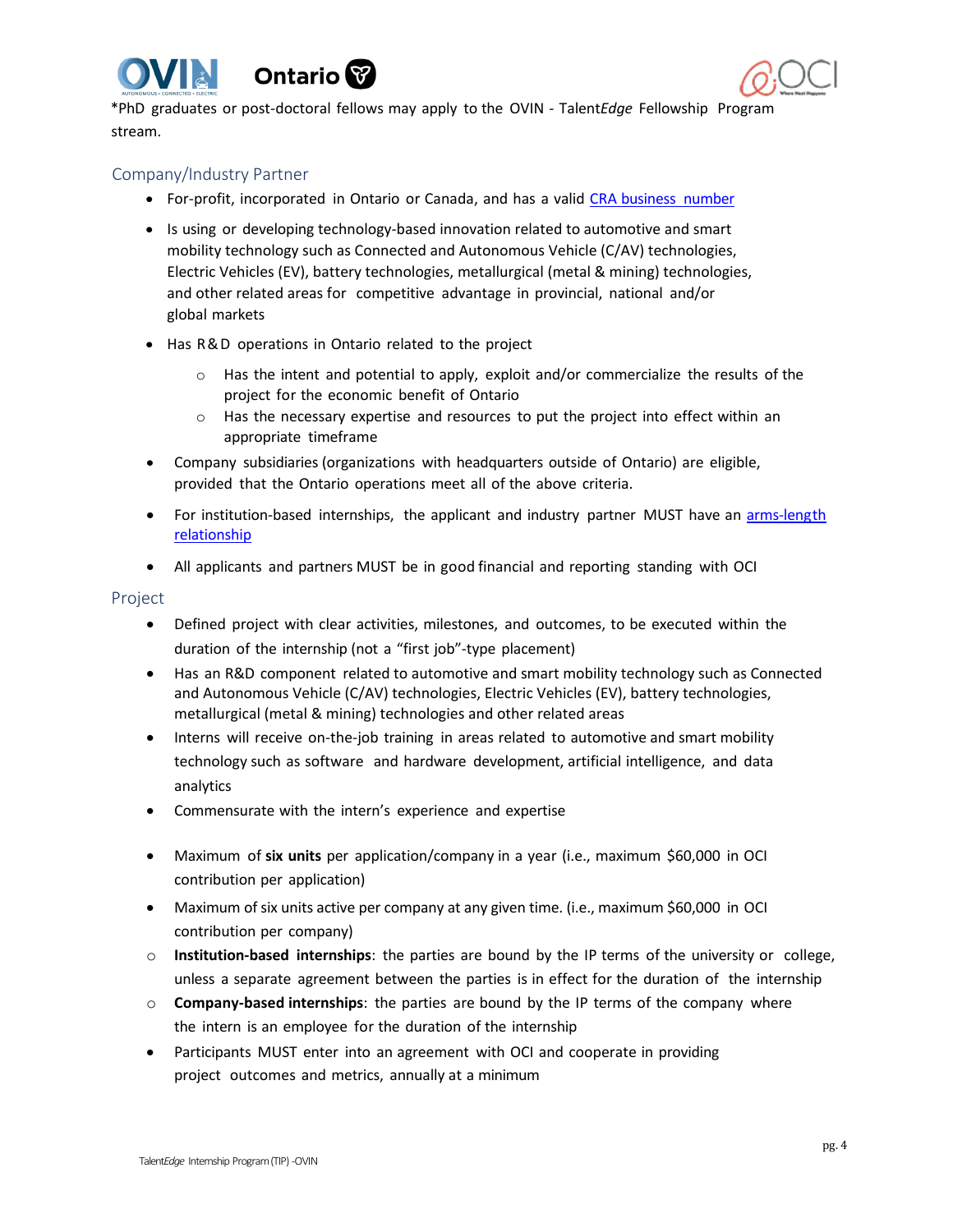*PhD graduates or post-doctoral fellows may apply to the OVIN - Talent*Edge* Fellowship Program stream.

## Company/Industry Partner

- For-profit, incorporated in Ontario or Canada, and has a valid [CRA business number]()
- Is using or developing technology-based innovation related to automotive and smart mobility technology such as Connected and Autonomous Vehicle (C/AV) technologies, Electric Vehicles (EV), battery technologies, metallurgical (metal & mining) technologies, and other related areas for competitive advantage in provincial, national and/or global markets
- Has R&D operations in Ontario related to the project
  - Has the intent and potential to apply, exploit and/or commercialize the results of the project for the economic benefit of Ontario
  - Has the necessary expertise and resources to put the project into effect within an appropriate timeframe
- Company subsidiaries (organizations with headquarters outside of Ontario) are eligible, provided that the Ontario operations meet all of the above criteria.
- For institution-based internships, the applicant and industry partner MUST have an [arms-length relationship]()
- All applicants and partners MUST be in good financial and reporting standing with OCI

## Project

- Defined project with clear activities, milestones, and outcomes, to be executed within the duration of the internship (not a "first job"-type placement)
- Has an R&D component related to automotive and smart mobility technology such as Connected and Autonomous Vehicle (C/AV) technologies, Electric Vehicles (EV), battery technologies, metallurgical (metal & mining) technologies and other related areas
- Interns will receive on-the-job training in areas related to automotive and smart mobility technology such as software and hardware development, artificial intelligence, and data analytics
- Commensurate with the intern's experience and expertise

- Maximum of **six units** per application/company in a year (i.e., maximum $60,000 in OCI contribution per application)
- Maximum of six units active per company at any given time. (i.e., maximum $60,000 in OCI contribution per company)
  - **Institution-based internships**: the parties are bound by the IP terms of the university or college, unless a separate agreement between the parties is in effect for the duration of the internship
  - **Company-based internships**: the parties are bound by the IP terms of the company where the intern is an employee for the duration of the internship
- Participants MUST enter into an agreement with OCI and cooperate in providing project outcomes and metrics, annually at a minimum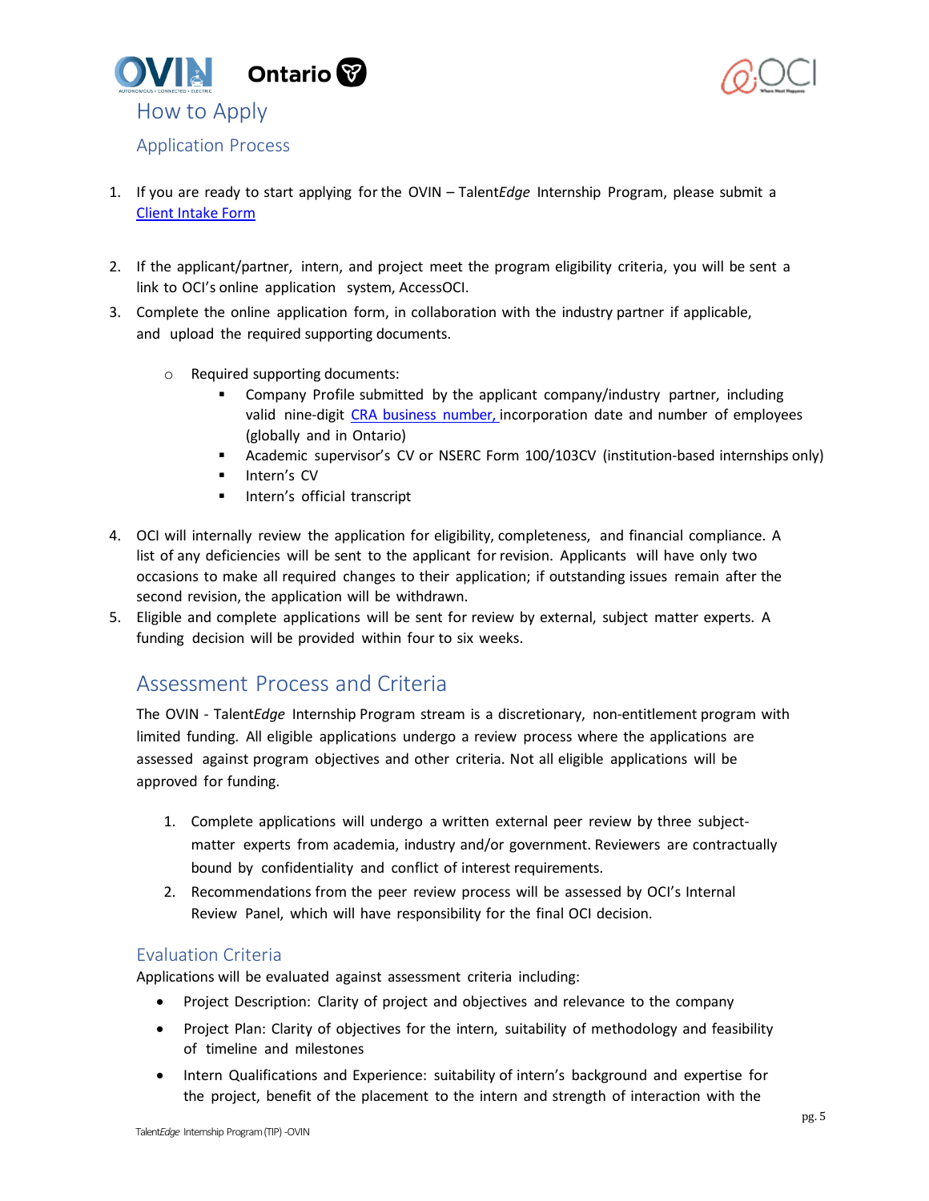# How to Apply

## Application Process

1. If you are ready to start applying for the OVIN – Talent*Edge* Internship Program, please submit a [Client Intake Form](#)

2. If the applicant/partner, intern, and project meet the program eligibility criteria, you will be sent a link to OCI's online application system, AccessOCI.
3. Complete the online application form, in collaboration with the industry partner if applicable, and upload the required supporting documents.
   - Required supporting documents:
     - Company Profile submitted by the applicant company/industry partner, including valid nine-digit [CRA business number,](#) incorporation date and number of employees (globally and in Ontario)
     - Academic supervisor's CV or NSERC Form 100/103CV (institution-based internships only)
     - Intern's CV
     - Intern's official transcript
4. OCI will internally review the application for eligibility, completeness, and financial compliance. A list of any deficiencies will be sent to the applicant for revision. Applicants will have only two occasions to make all required changes to their application; if outstanding issues remain after the second revision, the application will be withdrawn.
5. Eligible and complete applications will be sent for review by external, subject matter experts. A funding decision will be provided within four to six weeks.

## Assessment Process and Criteria

The OVIN - Talent*Edge* Internship Program stream is a discretionary, non-entitlement program with limited funding. All eligible applications undergo a review process where the applications are assessed against program objectives and other criteria. Not all eligible applications will be approved for funding.

1. Complete applications will undergo a written external peer review by three subject-matter experts from academia, industry and/or government. Reviewers are contractually bound by confidentiality and conflict of interest requirements.
2. Recommendations from the peer review process will be assessed by OCI's Internal Review Panel, which will have responsibility for the final OCI decision.

### Evaluation Criteria

Applications will be evaluated against assessment criteria including:

- Project Description: Clarity of project and objectives and relevance to the company
- Project Plan: Clarity of objectives for the intern, suitability of methodology and feasibility of timeline and milestones
- Intern Qualifications and Experience: suitability of intern's background and expertise for the project, benefit of the placement to the intern and strength of interaction with the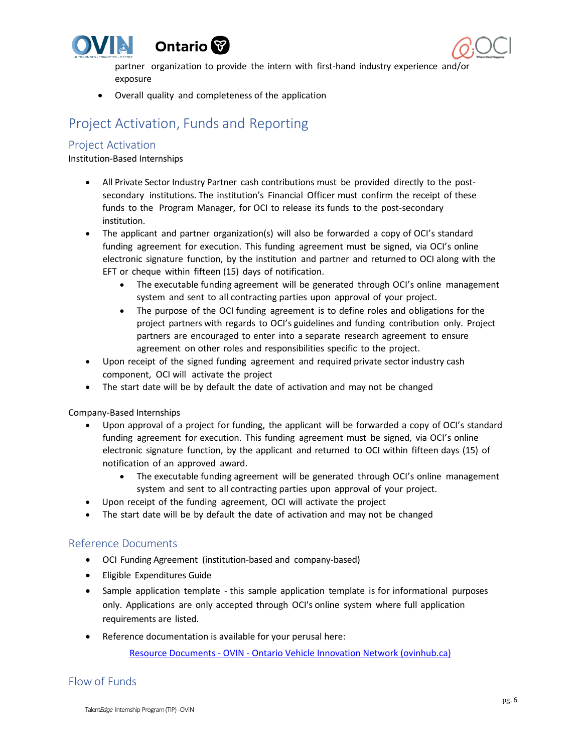partner organization to provide the intern with first-hand industry experience and/or exposure

- Overall quality and completeness of the application

# Project Activation, Funds and Reporting

## Project Activation

Institution-Based Internships

- All Private Sector Industry Partner cash contributions must be provided directly to the post-secondary institutions. The institution's Financial Officer must confirm the receipt of these funds to the Program Manager, for OCI to release its funds to the post-secondary institution.
- The applicant and partner organization(s) will also be forwarded a copy of OCI's standard funding agreement for execution. This funding agreement must be signed, via OCI's online electronic signature function, by the institution and partner and returned to OCI along with the EFT or cheque within fifteen (15) days of notification.
    - The executable funding agreement will be generated through OCI's online management system and sent to all contracting parties upon approval of your project.
    - The purpose of the OCI funding agreement is to define roles and obligations for the project partners with regards to OCI's guidelines and funding contribution only. Project partners are encouraged to enter into a separate research agreement to ensure agreement on other roles and responsibilities specific to the project.
- Upon receipt of the signed funding agreement and required private sector industry cash component, OCI will activate the project
- The start date will be by default the date of activation and may not be changed

Company-Based Internships

- Upon approval of a project for funding, the applicant will be forwarded a copy of OCI's standard funding agreement for execution. This funding agreement must be signed, via OCI's online electronic signature function, by the applicant and returned to OCI within fifteen days (15) of notification of an approved award.
    - The executable funding agreement will be generated through OCI's online management system and sent to all contracting parties upon approval of your project.
- Upon receipt of the funding agreement, OCI will activate the project
- The start date will be by default the date of activation and may not be changed

## Reference Documents

- OCI Funding Agreement (institution-based and company-based)
- Eligible Expenditures Guide
- Sample application template - this sample application template is for informational purposes only. Applications are only accepted through OCI's online system where full application requirements are listed.
- Reference documentation is available for your perusal here:

  [Resource Documents - OVIN - Ontario Vehicle Innovation Network (ovinhub.ca)]()

## Flow of Funds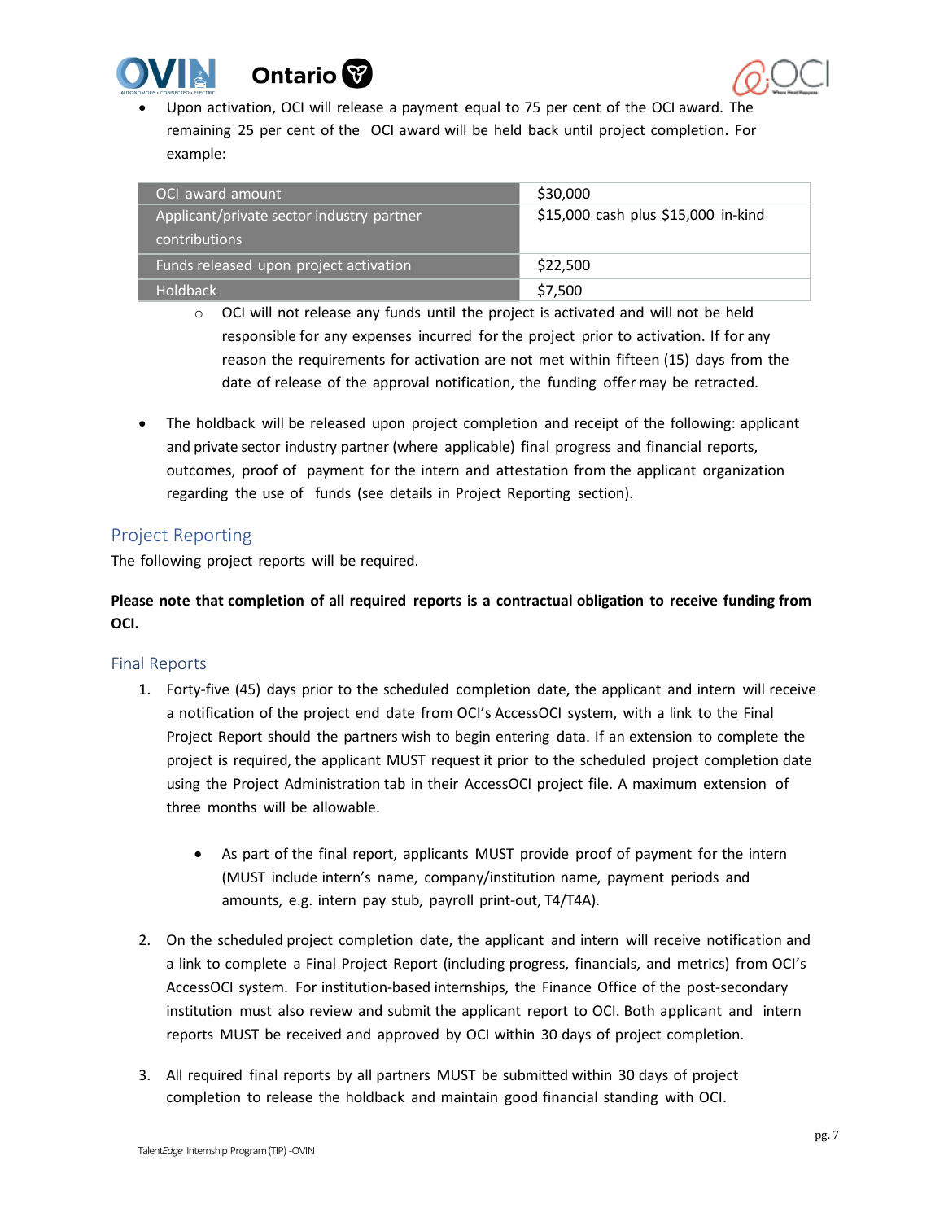- Upon activation, OCI will release a payment equal to 75 per cent of the OCI award. The remaining 25 per cent of the OCI award will be held back until project completion. For example:

| OCI award amount | $30,000 |
|---|---|
| Applicant/private sector industry partner contributions | $15,000 cash plus $15,000 in-kind |
| Funds released upon project activation | $22,500 |
| Holdback | $7,500 |

  - OCI will not release any funds until the project is activated and will not be held responsible for any expenses incurred for the project prior to activation. If for any reason the requirements for activation are not met within fifteen (15) days from the date of release of the approval notification, the funding offer may be retracted.

- The holdback will be released upon project completion and receipt of the following: applicant and private sector industry partner (where applicable) final progress and financial reports, outcomes, proof of payment for the intern and attestation from the applicant organization regarding the use of funds (see details in Project Reporting section).

## Project Reporting

The following project reports will be required.

**Please note that completion of all required reports is a contractual obligation to receive funding from OCI.**

### Final Reports

1. Forty-five (45) days prior to the scheduled completion date, the applicant and intern will receive a notification of the project end date from OCI's AccessOCI system, with a link to the Final Project Report should the partners wish to begin entering data. If an extension to complete the project is required, the applicant MUST request it prior to the scheduled project completion date using the Project Administration tab in their AccessOCI project file. A maximum extension of three months will be allowable.

   - As part of the final report, applicants MUST provide proof of payment for the intern (MUST include intern's name, company/institution name, payment periods and amounts, e.g. intern pay stub, payroll print-out, T4/T4A).

2. On the scheduled project completion date, the applicant and intern will receive notification and a link to complete a Final Project Report (including progress, financials, and metrics) from OCI's AccessOCI system. For institution-based internships, the Finance Office of the post-secondary institution must also review and submit the applicant report to OCI. Both applicant and intern reports MUST be received and approved by OCI within 30 days of project completion.

3. All required final reports by all partners MUST be submitted within 30 days of project completion to release the holdback and maintain good financial standing with OCI.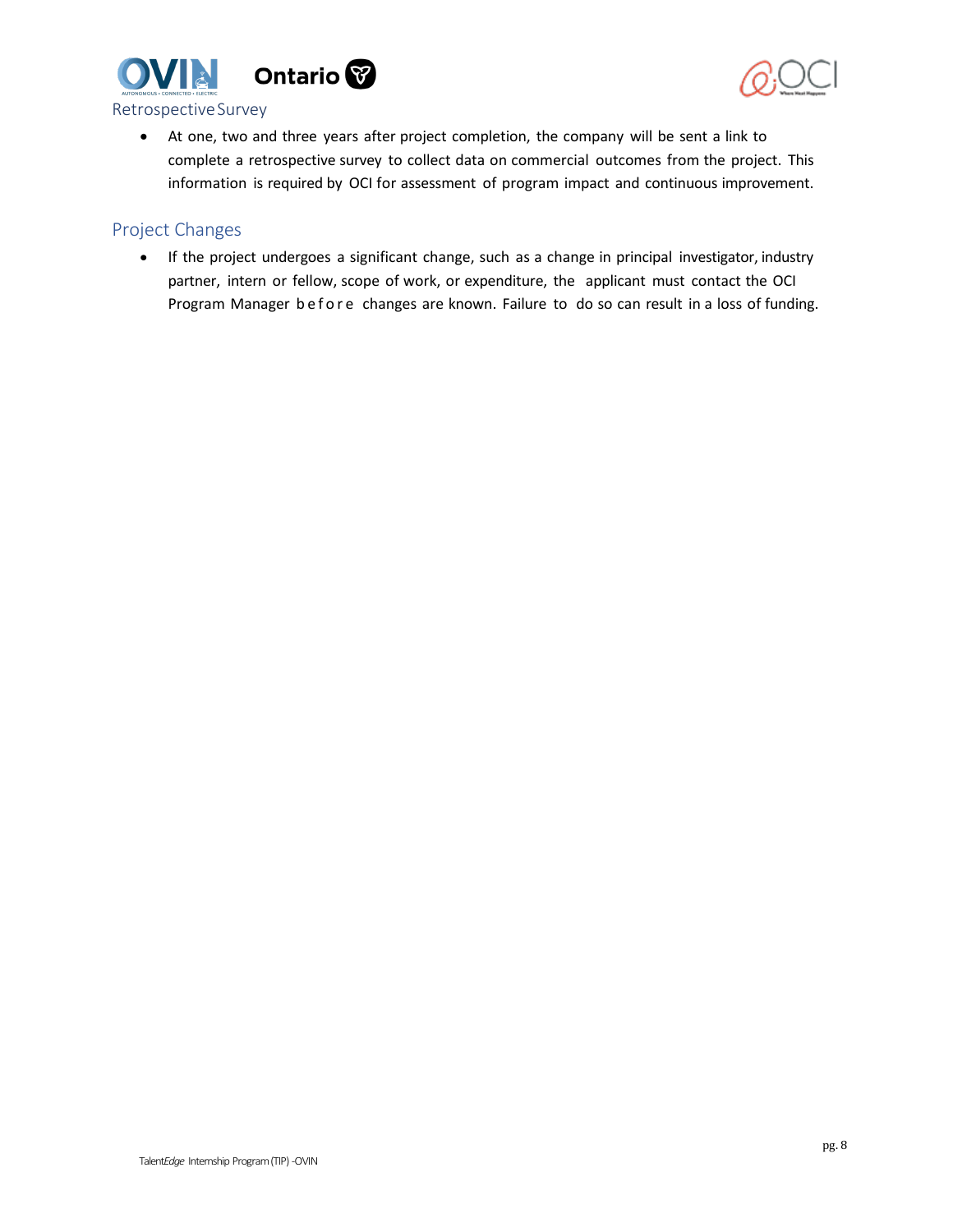## Retrospective Survey

- At one, two and three years after project completion, the company will be sent a link to complete a retrospective survey to collect data on commercial outcomes from the project. This information is required by OCI for assessment of program impact and continuous improvement.

## Project Changes

- If the project undergoes a significant change, such as a change in principal investigator, industry partner, intern or fellow, scope of work, or expenditure, the applicant must contact the OCI Program Manager before changes are known. Failure to do so can result in a loss of funding.